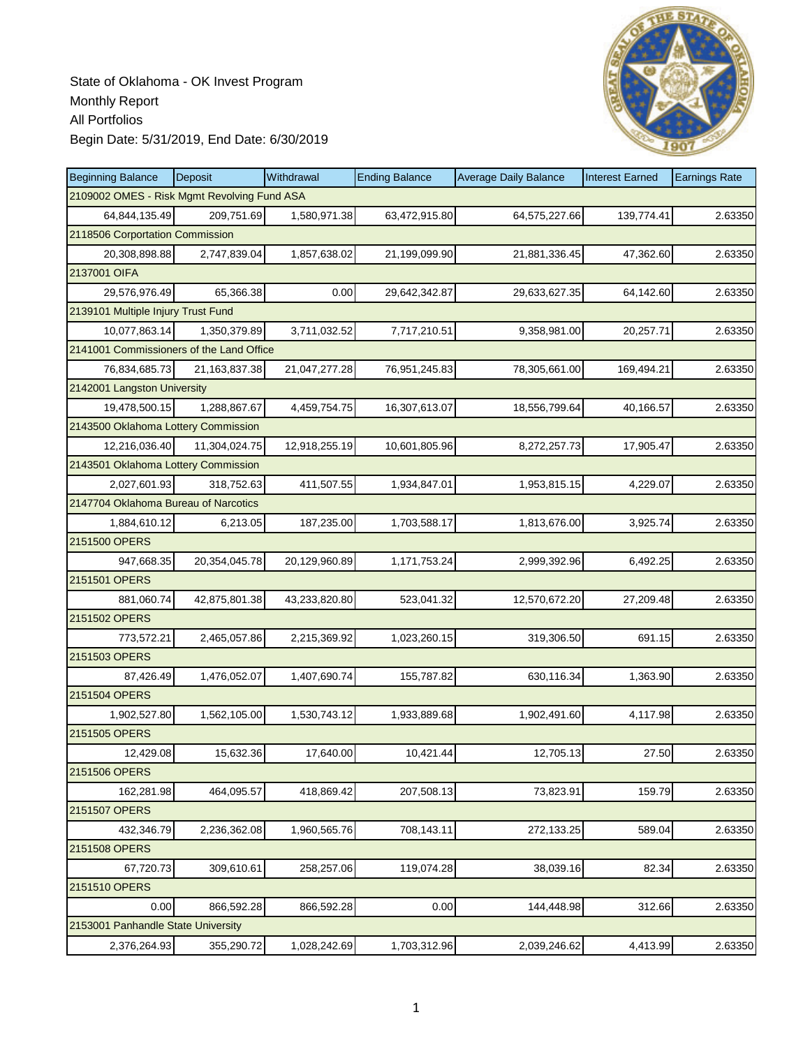State of Oklahoma - OK Invest Program
Monthly Report
All Portfolios
Begin Date: 5/31/2019, End Date: 6/30/2019

| Beginning Balance | Deposit | Withdrawal | Ending Balance | Average Daily Balance | Interest Earned | Earnings Rate |
|---|---|---|---|---|---|---|
| 2109002 OMES - Risk Mgmt Revolving Fund ASA | | | | | | |
| 64,844,135.49 | 209,751.69 | 1,580,971.38 | 63,472,915.80 | 64,575,227.66 | 139,774.41 | 2.63350 |
| 2118506 Corportation Commission | | | | | | |
| 20,308,898.88 | 2,747,839.04 | 1,857,638.02 | 21,199,099.90 | 21,881,336.45 | 47,362.60 | 2.63350 |
| 2137001 OIFA | | | | | | |
| 29,576,976.49 | 65,366.38 | 0.00 | 29,642,342.87 | 29,633,627.35 | 64,142.60 | 2.63350 |
| 2139101 Multiple Injury Trust Fund | | | | | | |
| 10,077,863.14 | 1,350,379.89 | 3,711,032.52 | 7,717,210.51 | 9,358,981.00 | 20,257.71 | 2.63350 |
| 2141001 Commissioners of the Land Office | | | | | | |
| 76,834,685.73 | 21,163,837.38 | 21,047,277.28 | 76,951,245.83 | 78,305,661.00 | 169,494.21 | 2.63350 |
| 2142001 Langston University | | | | | | |
| 19,478,500.15 | 1,288,867.67 | 4,459,754.75 | 16,307,613.07 | 18,556,799.64 | 40,166.57 | 2.63350 |
| 2143500 Oklahoma Lottery Commission | | | | | | |
| 12,216,036.40 | 11,304,024.75 | 12,918,255.19 | 10,601,805.96 | 8,272,257.73 | 17,905.47 | 2.63350 |
| 2143501 Oklahoma Lottery Commission | | | | | | |
| 2,027,601.93 | 318,752.63 | 411,507.55 | 1,934,847.01 | 1,953,815.15 | 4,229.07 | 2.63350 |
| 2147704 Oklahoma Bureau of Narcotics | | | | | | |
| 1,884,610.12 | 6,213.05 | 187,235.00 | 1,703,588.17 | 1,813,676.00 | 3,925.74 | 2.63350 |
| 2151500 OPERS | | | | | | |
| 947,668.35 | 20,354,045.78 | 20,129,960.89 | 1,171,753.24 | 2,999,392.96 | 6,492.25 | 2.63350 |
| 2151501 OPERS | | | | | | |
| 881,060.74 | 42,875,801.38 | 43,233,820.80 | 523,041.32 | 12,570,672.20 | 27,209.48 | 2.63350 |
| 2151502 OPERS | | | | | | |
| 773,572.21 | 2,465,057.86 | 2,215,369.92 | 1,023,260.15 | 319,306.50 | 691.15 | 2.63350 |
| 2151503 OPERS | | | | | | |
| 87,426.49 | 1,476,052.07 | 1,407,690.74 | 155,787.82 | 630,116.34 | 1,363.90 | 2.63350 |
| 2151504 OPERS | | | | | | |
| 1,902,527.80 | 1,562,105.00 | 1,530,743.12 | 1,933,889.68 | 1,902,491.60 | 4,117.98 | 2.63350 |
| 2151505 OPERS | | | | | | |
| 12,429.08 | 15,632.36 | 17,640.00 | 10,421.44 | 12,705.13 | 27.50 | 2.63350 |
| 2151506 OPERS | | | | | | |
| 162,281.98 | 464,095.57 | 418,869.42 | 207,508.13 | 73,823.91 | 159.79 | 2.63350 |
| 2151507 OPERS | | | | | | |
| 432,346.79 | 2,236,362.08 | 1,960,565.76 | 708,143.11 | 272,133.25 | 589.04 | 2.63350 |
| 2151508 OPERS | | | | | | |
| 67,720.73 | 309,610.61 | 258,257.06 | 119,074.28 | 38,039.16 | 82.34 | 2.63350 |
| 2151510 OPERS | | | | | | |
| 0.00 | 866,592.28 | 866,592.28 | 0.00 | 144,448.98 | 312.66 | 2.63350 |
| 2153001 Panhandle State University | | | | | | |
| 2,376,264.93 | 355,290.72 | 1,028,242.69 | 1,703,312.96 | 2,039,246.62 | 4,413.99 | 2.63350 |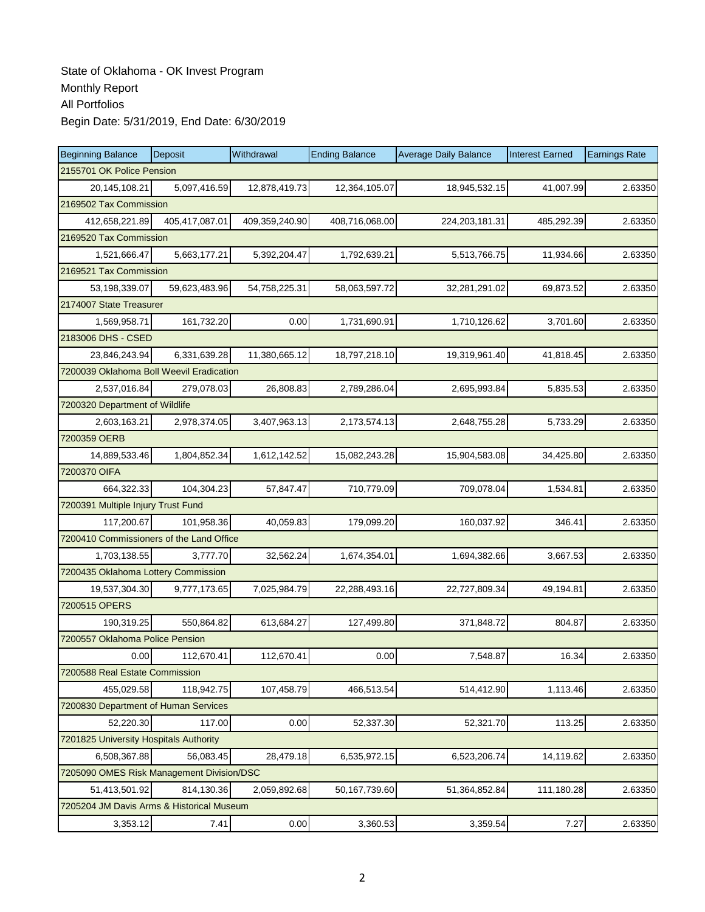State of Oklahoma - OK Invest Program
Monthly Report
All Portfolios
Begin Date: 5/31/2019, End Date: 6/30/2019

| Beginning Balance | Deposit | Withdrawal | Ending Balance | Average Daily Balance | Interest Earned | Earnings Rate |
|---|---|---|---|---|---|---|
| 2155701 OK Police Pension | | | | | | |
| 20,145,108.21 | 5,097,416.59 | 12,878,419.73 | 12,364,105.07 | 18,945,532.15 | 41,007.99 | 2.63350 |
| 2169502 Tax Commission | | | | | | |
| 412,658,221.89 | 405,417,087.01 | 409,359,240.90 | 408,716,068.00 | 224,203,181.31 | 485,292.39 | 2.63350 |
| 2169520 Tax Commission | | | | | | |
| 1,521,666.47 | 5,663,177.21 | 5,392,204.47 | 1,792,639.21 | 5,513,766.75 | 11,934.66 | 2.63350 |
| 2169521 Tax Commission | | | | | | |
| 53,198,339.07 | 59,623,483.96 | 54,758,225.31 | 58,063,597.72 | 32,281,291.02 | 69,873.52 | 2.63350 |
| 2174007 State Treasurer | | | | | | |
| 1,569,958.71 | 161,732.20 | 0.00 | 1,731,690.91 | 1,710,126.62 | 3,701.60 | 2.63350 |
| 2183006 DHS - CSED | | | | | | |
| 23,846,243.94 | 6,331,639.28 | 11,380,665.12 | 18,797,218.10 | 19,319,961.40 | 41,818.45 | 2.63350 |
| 7200039 Oklahoma Boll Weevil Eradication | | | | | | |
| 2,537,016.84 | 279,078.03 | 26,808.83 | 2,789,286.04 | 2,695,993.84 | 5,835.53 | 2.63350 |
| 7200320 Department of Wildlife | | | | | | |
| 2,603,163.21 | 2,978,374.05 | 3,407,963.13 | 2,173,574.13 | 2,648,755.28 | 5,733.29 | 2.63350 |
| 7200359 OERB | | | | | | |
| 14,889,533.46 | 1,804,852.34 | 1,612,142.52 | 15,082,243.28 | 15,904,583.08 | 34,425.80 | 2.63350 |
| 7200370 OIFA | | | | | | |
| 664,322.33 | 104,304.23 | 57,847.47 | 710,779.09 | 709,078.04 | 1,534.81 | 2.63350 |
| 7200391 Multiple Injury Trust Fund | | | | | | |
| 117,200.67 | 101,958.36 | 40,059.83 | 179,099.20 | 160,037.92 | 346.41 | 2.63350 |
| 7200410 Commissioners of the Land Office | | | | | | |
| 1,703,138.55 | 3,777.70 | 32,562.24 | 1,674,354.01 | 1,694,382.66 | 3,667.53 | 2.63350 |
| 7200435 Oklahoma Lottery Commission | | | | | | |
| 19,537,304.30 | 9,777,173.65 | 7,025,984.79 | 22,288,493.16 | 22,727,809.34 | 49,194.81 | 2.63350 |
| 7200515 OPERS | | | | | | |
| 190,319.25 | 550,864.82 | 613,684.27 | 127,499.80 | 371,848.72 | 804.87 | 2.63350 |
| 7200557 Oklahoma Police Pension | | | | | | |
| 0.00 | 112,670.41 | 112,670.41 | 0.00 | 7,548.87 | 16.34 | 2.63350 |
| 7200588 Real Estate Commission | | | | | | |
| 455,029.58 | 118,942.75 | 107,458.79 | 466,513.54 | 514,412.90 | 1,113.46 | 2.63350 |
| 7200830 Department of Human Services | | | | | | |
| 52,220.30 | 117.00 | 0.00 | 52,337.30 | 52,321.70 | 113.25 | 2.63350 |
| 7201825 University Hospitals Authority | | | | | | |
| 6,508,367.88 | 56,083.45 | 28,479.18 | 6,535,972.15 | 6,523,206.74 | 14,119.62 | 2.63350 |
| 7205090 OMES Risk Management Division/DSC | | | | | | |
| 51,413,501.92 | 814,130.36 | 2,059,892.68 | 50,167,739.60 | 51,364,852.84 | 111,180.28 | 2.63350 |
| 7205204 JM Davis Arms & Historical Museum | | | | | | |
| 3,353.12 | 7.41 | 0.00 | 3,360.53 | 3,359.54 | 7.27 | 2.63350 |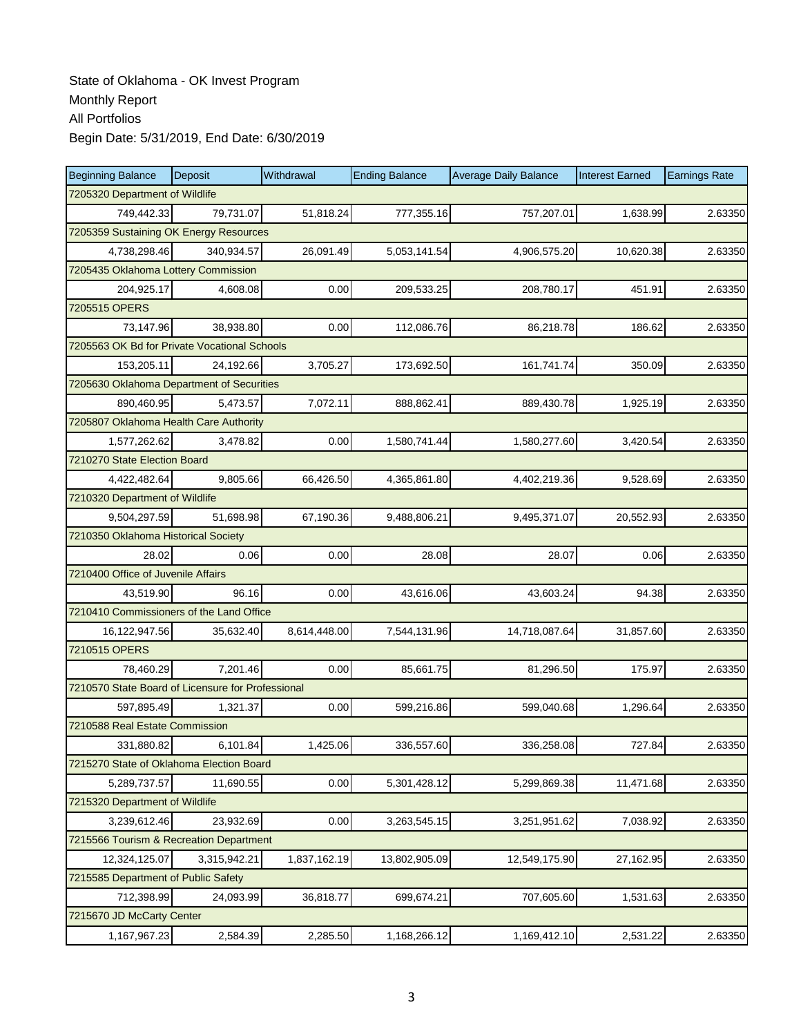State of Oklahoma - OK Invest Program

Monthly Report

All Portfolios

Begin Date: 5/31/2019, End Date: 6/30/2019

| Beginning Balance | Deposit | Withdrawal | Ending Balance | Average Daily Balance | Interest Earned | Earnings Rate |
|---|---|---|---|---|---|---|
| 7205320 Department of Wildlife | | | | | | |
| 749,442.33 | 79,731.07 | 51,818.24 | 777,355.16 | 757,207.01 | 1,638.99 | 2.63350 |
| 7205359 Sustaining OK Energy Resources | | | | | | |
| 4,738,298.46 | 340,934.57 | 26,091.49 | 5,053,141.54 | 4,906,575.20 | 10,620.38 | 2.63350 |
| 7205435 Oklahoma Lottery Commission | | | | | | |
| 204,925.17 | 4,608.08 | 0.00 | 209,533.25 | 208,780.17 | 451.91 | 2.63350 |
| 7205515 OPERS | | | | | | |
| 73,147.96 | 38,938.80 | 0.00 | 112,086.76 | 86,218.78 | 186.62 | 2.63350 |
| 7205563 OK Bd for Private Vocational Schools | | | | | | |
| 153,205.11 | 24,192.66 | 3,705.27 | 173,692.50 | 161,741.74 | 350.09 | 2.63350 |
| 7205630 Oklahoma Department of Securities | | | | | | |
| 890,460.95 | 5,473.57 | 7,072.11 | 888,862.41 | 889,430.78 | 1,925.19 | 2.63350 |
| 7205807 Oklahoma Health Care Authority | | | | | | |
| 1,577,262.62 | 3,478.82 | 0.00 | 1,580,741.44 | 1,580,277.60 | 3,420.54 | 2.63350 |
| 7210270 State Election Board | | | | | | |
| 4,422,482.64 | 9,805.66 | 66,426.50 | 4,365,861.80 | 4,402,219.36 | 9,528.69 | 2.63350 |
| 7210320 Department of Wildlife | | | | | | |
| 9,504,297.59 | 51,698.98 | 67,190.36 | 9,488,806.21 | 9,495,371.07 | 20,552.93 | 2.63350 |
| 7210350 Oklahoma Historical Society | | | | | | |
| 28.02 | 0.06 | 0.00 | 28.08 | 28.07 | 0.06 | 2.63350 |
| 7210400 Office of Juvenile Affairs | | | | | | |
| 43,519.90 | 96.16 | 0.00 | 43,616.06 | 43,603.24 | 94.38 | 2.63350 |
| 7210410 Commissioners of the Land Office | | | | | | |
| 16,122,947.56 | 35,632.40 | 8,614,448.00 | 7,544,131.96 | 14,718,087.64 | 31,857.60 | 2.63350 |
| 7210515 OPERS | | | | | | |
| 78,460.29 | 7,201.46 | 0.00 | 85,661.75 | 81,296.50 | 175.97 | 2.63350 |
| 7210570 State Board of Licensure for Professional | | | | | | |
| 597,895.49 | 1,321.37 | 0.00 | 599,216.86 | 599,040.68 | 1,296.64 | 2.63350 |
| 7210588 Real Estate Commission | | | | | | |
| 331,880.82 | 6,101.84 | 1,425.06 | 336,557.60 | 336,258.08 | 727.84 | 2.63350 |
| 7215270 State of Oklahoma Election Board | | | | | | |
| 5,289,737.57 | 11,690.55 | 0.00 | 5,301,428.12 | 5,299,869.38 | 11,471.68 | 2.63350 |
| 7215320 Department of Wildlife | | | | | | |
| 3,239,612.46 | 23,932.69 | 0.00 | 3,263,545.15 | 3,251,951.62 | 7,038.92 | 2.63350 |
| 7215566 Tourism & Recreation Department | | | | | | |
| 12,324,125.07 | 3,315,942.21 | 1,837,162.19 | 13,802,905.09 | 12,549,175.90 | 27,162.95 | 2.63350 |
| 7215585 Department of Public Safety | | | | | | |
| 712,398.99 | 24,093.99 | 36,818.77 | 699,674.21 | 707,605.60 | 1,531.63 | 2.63350 |
| 7215670 JD McCarty Center | | | | | | |
| 1,167,967.23 | 2,584.39 | 2,285.50 | 1,168,266.12 | 1,169,412.10 | 2,531.22 | 2.63350 |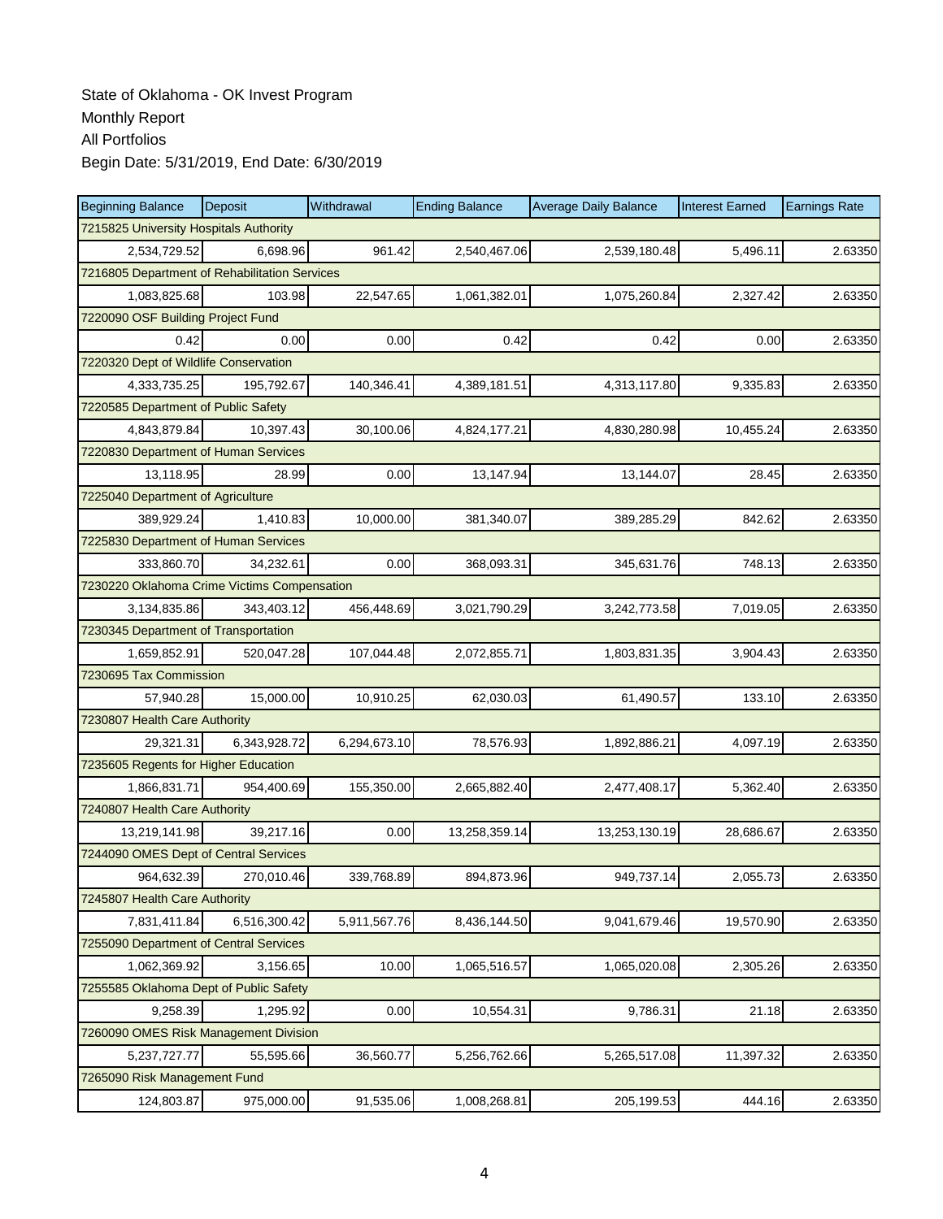State of Oklahoma - OK Invest Program

Monthly Report

All Portfolios

Begin Date: 5/31/2019, End Date: 6/30/2019

| Beginning Balance | Deposit | Withdrawal | Ending Balance | Average Daily Balance | Interest Earned | Earnings Rate |
|---|---|---|---|---|---|---|
| 7215825 University Hospitals Authority | | | | | | |
| 2,534,729.52 | 6,698.96 | 961.42 | 2,540,467.06 | 2,539,180.48 | 5,496.11 | 2.63350 |
| 7216805 Department of Rehabilitation Services | | | | | | |
| 1,083,825.68 | 103.98 | 22,547.65 | 1,061,382.01 | 1,075,260.84 | 2,327.42 | 2.63350 |
| 7220090 OSF Building Project Fund | | | | | | |
| 0.42 | 0.00 | 0.00 | 0.42 | 0.42 | 0.00 | 2.63350 |
| 7220320 Dept of Wildlife Conservation | | | | | | |
| 4,333,735.25 | 195,792.67 | 140,346.41 | 4,389,181.51 | 4,313,117.80 | 9,335.83 | 2.63350 |
| 7220585 Department of Public Safety | | | | | | |
| 4,843,879.84 | 10,397.43 | 30,100.06 | 4,824,177.21 | 4,830,280.98 | 10,455.24 | 2.63350 |
| 7220830 Department of Human Services | | | | | | |
| 13,118.95 | 28.99 | 0.00 | 13,147.94 | 13,144.07 | 28.45 | 2.63350 |
| 7225040 Department of Agriculture | | | | | | |
| 389,929.24 | 1,410.83 | 10,000.00 | 381,340.07 | 389,285.29 | 842.62 | 2.63350 |
| 7225830 Department of Human Services | | | | | | |
| 333,860.70 | 34,232.61 | 0.00 | 368,093.31 | 345,631.76 | 748.13 | 2.63350 |
| 7230220 Oklahoma Crime Victims Compensation | | | | | | |
| 3,134,835.86 | 343,403.12 | 456,448.69 | 3,021,790.29 | 3,242,773.58 | 7,019.05 | 2.63350 |
| 7230345 Department of Transportation | | | | | | |
| 1,659,852.91 | 520,047.28 | 107,044.48 | 2,072,855.71 | 1,803,831.35 | 3,904.43 | 2.63350 |
| 7230695 Tax Commission | | | | | | |
| 57,940.28 | 15,000.00 | 10,910.25 | 62,030.03 | 61,490.57 | 133.10 | 2.63350 |
| 7230807 Health Care Authority | | | | | | |
| 29,321.31 | 6,343,928.72 | 6,294,673.10 | 78,576.93 | 1,892,886.21 | 4,097.19 | 2.63350 |
| 7235605 Regents for Higher Education | | | | | | |
| 1,866,831.71 | 954,400.69 | 155,350.00 | 2,665,882.40 | 2,477,408.17 | 5,362.40 | 2.63350 |
| 7240807 Health Care Authority | | | | | | |
| 13,219,141.98 | 39,217.16 | 0.00 | 13,258,359.14 | 13,253,130.19 | 28,686.67 | 2.63350 |
| 7244090 OMES Dept of Central Services | | | | | | |
| 964,632.39 | 270,010.46 | 339,768.89 | 894,873.96 | 949,737.14 | 2,055.73 | 2.63350 |
| 7245807 Health Care Authority | | | | | | |
| 7,831,411.84 | 6,516,300.42 | 5,911,567.76 | 8,436,144.50 | 9,041,679.46 | 19,570.90 | 2.63350 |
| 7255090 Department of Central Services | | | | | | |
| 1,062,369.92 | 3,156.65 | 10.00 | 1,065,516.57 | 1,065,020.08 | 2,305.26 | 2.63350 |
| 7255585 Oklahoma Dept of Public Safety | | | | | | |
| 9,258.39 | 1,295.92 | 0.00 | 10,554.31 | 9,786.31 | 21.18 | 2.63350 |
| 7260090 OMES Risk Management Division | | | | | | |
| 5,237,727.77 | 55,595.66 | 36,560.77 | 5,256,762.66 | 5,265,517.08 | 11,397.32 | 2.63350 |
| 7265090 Risk Management Fund | | | | | | |
| 124,803.87 | 975,000.00 | 91,535.06 | 1,008,268.81 | 205,199.53 | 444.16 | 2.63350 |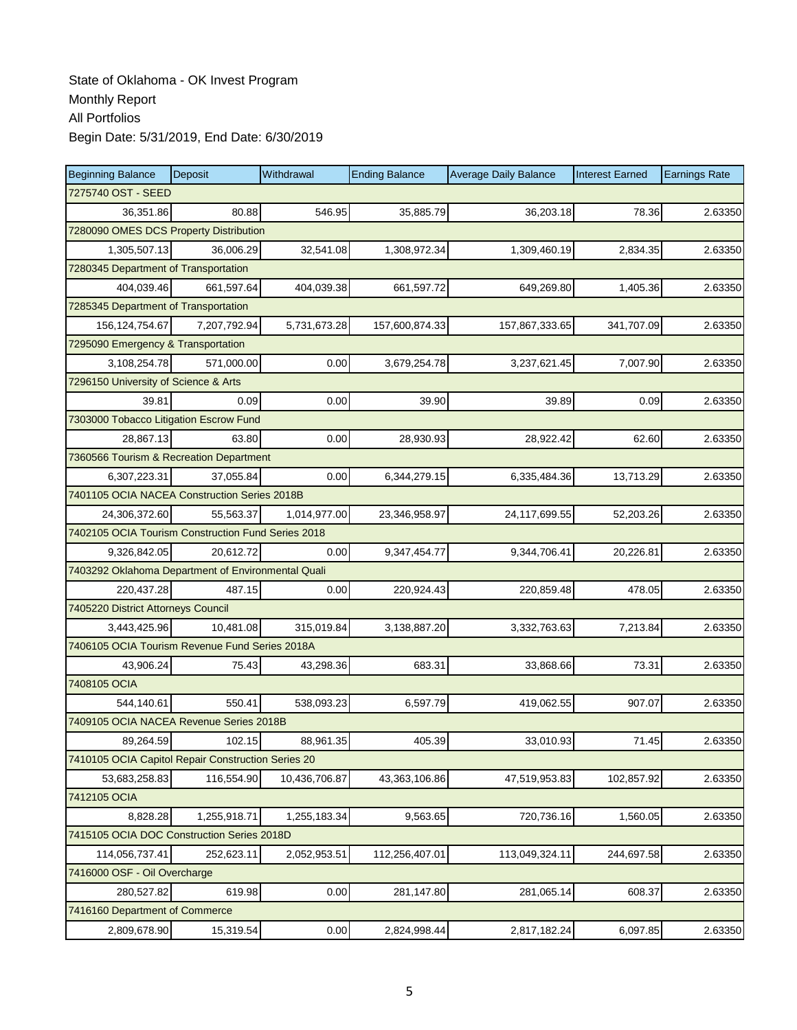State of Oklahoma - OK Invest Program

Monthly Report

All Portfolios

Begin Date: 5/31/2019, End Date: 6/30/2019

| Beginning Balance | Deposit | Withdrawal | Ending Balance | Average Daily Balance | Interest Earned | Earnings Rate |
|---|---|---|---|---|---|---|
| 7275740 OST - SEED | | | | | | |
| 36,351.86 | 80.88 | 546.95 | 35,885.79 | 36,203.18 | 78.36 | 2.63350 |
| 7280090 OMES DCS Property Distribution | | | | | | |
| 1,305,507.13 | 36,006.29 | 32,541.08 | 1,308,972.34 | 1,309,460.19 | 2,834.35 | 2.63350 |
| 7280345 Department of Transportation | | | | | | |
| 404,039.46 | 661,597.64 | 404,039.38 | 661,597.72 | 649,269.80 | 1,405.36 | 2.63350 |
| 7285345 Department of Transportation | | | | | | |
| 156,124,754.67 | 7,207,792.94 | 5,731,673.28 | 157,600,874.33 | 157,867,333.65 | 341,707.09 | 2.63350 |
| 7295090 Emergency & Transportation | | | | | | |
| 3,108,254.78 | 571,000.00 | 0.00 | 3,679,254.78 | 3,237,621.45 | 7,007.90 | 2.63350 |
| 7296150 University of Science & Arts | | | | | | |
| 39.81 | 0.09 | 0.00 | 39.90 | 39.89 | 0.09 | 2.63350 |
| 7303000 Tobacco Litigation Escrow Fund | | | | | | |
| 28,867.13 | 63.80 | 0.00 | 28,930.93 | 28,922.42 | 62.60 | 2.63350 |
| 7360566 Tourism & Recreation Department | | | | | | |
| 6,307,223.31 | 37,055.84 | 0.00 | 6,344,279.15 | 6,335,484.36 | 13,713.29 | 2.63350 |
| 7401105 OCIA NACEA Construction Series 2018B | | | | | | |
| 24,306,372.60 | 55,563.37 | 1,014,977.00 | 23,346,958.97 | 24,117,699.55 | 52,203.26 | 2.63350 |
| 7402105 OCIA Tourism Construction Fund Series 2018 | | | | | | |
| 9,326,842.05 | 20,612.72 | 0.00 | 9,347,454.77 | 9,344,706.41 | 20,226.81 | 2.63350 |
| 7403292 Oklahoma Department of Environmental Quali | | | | | | |
| 220,437.28 | 487.15 | 0.00 | 220,924.43 | 220,859.48 | 478.05 | 2.63350 |
| 7405220 District Attorneys Council | | | | | | |
| 3,443,425.96 | 10,481.08 | 315,019.84 | 3,138,887.20 | 3,332,763.63 | 7,213.84 | 2.63350 |
| 7406105 OCIA Tourism Revenue Fund Series 2018A | | | | | | |
| 43,906.24 | 75.43 | 43,298.36 | 683.31 | 33,868.66 | 73.31 | 2.63350 |
| 7408105 OCIA | | | | | | |
| 544,140.61 | 550.41 | 538,093.23 | 6,597.79 | 419,062.55 | 907.07 | 2.63350 |
| 7409105 OCIA NACEA Revenue Series 2018B | | | | | | |
| 89,264.59 | 102.15 | 88,961.35 | 405.39 | 33,010.93 | 71.45 | 2.63350 |
| 7410105 OCIA Capitol Repair Construction Series 20 | | | | | | |
| 53,683,258.83 | 116,554.90 | 10,436,706.87 | 43,363,106.86 | 47,519,953.83 | 102,857.92 | 2.63350 |
| 7412105 OCIA | | | | | | |
| 8,828.28 | 1,255,918.71 | 1,255,183.34 | 9,563.65 | 720,736.16 | 1,560.05 | 2.63350 |
| 7415105 OCIA DOC Construction Series 2018D | | | | | | |
| 114,056,737.41 | 252,623.11 | 2,052,953.51 | 112,256,407.01 | 113,049,324.11 | 244,697.58 | 2.63350 |
| 7416000 OSF - Oil Overcharge | | | | | | |
| 280,527.82 | 619.98 | 0.00 | 281,147.80 | 281,065.14 | 608.37 | 2.63350 |
| 7416160 Department of Commerce | | | | | | |
| 2,809,678.90 | 15,319.54 | 0.00 | 2,824,998.44 | 2,817,182.24 | 6,097.85 | 2.63350 |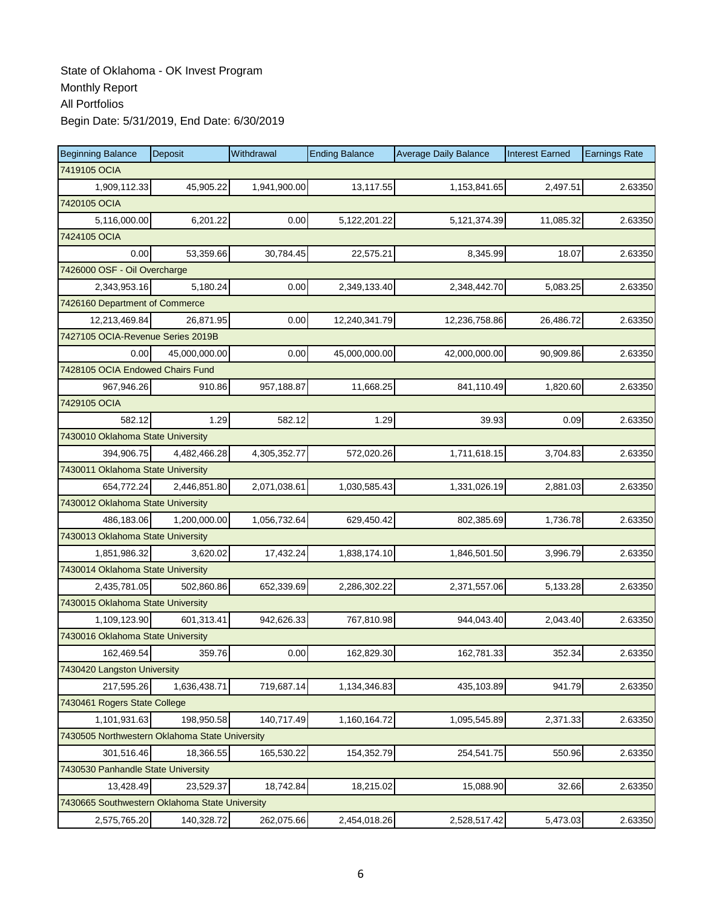State of Oklahoma - OK Invest Program

Monthly Report

All Portfolios

Begin Date: 5/31/2019, End Date: 6/30/2019

| Beginning Balance | Deposit | Withdrawal | Ending Balance | Average Daily Balance | Interest Earned | Earnings Rate |
|---|---|---|---|---|---|---|
| 7419105 OCIA | | | | | | |
| 1,909,112.33 | 45,905.22 | 1,941,900.00 | 13,117.55 | 1,153,841.65 | 2,497.51 | 2.63350 |
| 7420105 OCIA | | | | | | |
| 5,116,000.00 | 6,201.22 | 0.00 | 5,122,201.22 | 5,121,374.39 | 11,085.32 | 2.63350 |
| 7424105 OCIA | | | | | | |
| 0.00 | 53,359.66 | 30,784.45 | 22,575.21 | 8,345.99 | 18.07 | 2.63350 |
| 7426000 OSF - Oil Overcharge | | | | | | |
| 2,343,953.16 | 5,180.24 | 0.00 | 2,349,133.40 | 2,348,442.70 | 5,083.25 | 2.63350 |
| 7426160 Department of Commerce | | | | | | |
| 12,213,469.84 | 26,871.95 | 0.00 | 12,240,341.79 | 12,236,758.86 | 26,486.72 | 2.63350 |
| 7427105 OCIA-Revenue Series 2019B | | | | | | |
| 0.00 | 45,000,000.00 | 0.00 | 45,000,000.00 | 42,000,000.00 | 90,909.86 | 2.63350 |
| 7428105 OCIA Endowed Chairs Fund | | | | | | |
| 967,946.26 | 910.86 | 957,188.87 | 11,668.25 | 841,110.49 | 1,820.60 | 2.63350 |
| 7429105 OCIA | | | | | | |
| 582.12 | 1.29 | 582.12 | 1.29 | 39.93 | 0.09 | 2.63350 |
| 7430010 Oklahoma State University | | | | | | |
| 394,906.75 | 4,482,466.28 | 4,305,352.77 | 572,020.26 | 1,711,618.15 | 3,704.83 | 2.63350 |
| 7430011 Oklahoma State University | | | | | | |
| 654,772.24 | 2,446,851.80 | 2,071,038.61 | 1,030,585.43 | 1,331,026.19 | 2,881.03 | 2.63350 |
| 7430012 Oklahoma State University | | | | | | |
| 486,183.06 | 1,200,000.00 | 1,056,732.64 | 629,450.42 | 802,385.69 | 1,736.78 | 2.63350 |
| 7430013 Oklahoma State University | | | | | | |
| 1,851,986.32 | 3,620.02 | 17,432.24 | 1,838,174.10 | 1,846,501.50 | 3,996.79 | 2.63350 |
| 7430014 Oklahoma State University | | | | | | |
| 2,435,781.05 | 502,860.86 | 652,339.69 | 2,286,302.22 | 2,371,557.06 | 5,133.28 | 2.63350 |
| 7430015 Oklahoma State University | | | | | | |
| 1,109,123.90 | 601,313.41 | 942,626.33 | 767,810.98 | 944,043.40 | 2,043.40 | 2.63350 |
| 7430016 Oklahoma State University | | | | | | |
| 162,469.54 | 359.76 | 0.00 | 162,829.30 | 162,781.33 | 352.34 | 2.63350 |
| 7430420 Langston University | | | | | | |
| 217,595.26 | 1,636,438.71 | 719,687.14 | 1,134,346.83 | 435,103.89 | 941.79 | 2.63350 |
| 7430461 Rogers State College | | | | | | |
| 1,101,931.63 | 198,950.58 | 140,717.49 | 1,160,164.72 | 1,095,545.89 | 2,371.33 | 2.63350 |
| 7430505 Northwestern Oklahoma State University | | | | | | |
| 301,516.46 | 18,366.55 | 165,530.22 | 154,352.79 | 254,541.75 | 550.96 | 2.63350 |
| 7430530 Panhandle State University | | | | | | |
| 13,428.49 | 23,529.37 | 18,742.84 | 18,215.02 | 15,088.90 | 32.66 | 2.63350 |
| 7430665 Southwestern Oklahoma State University | | | | | | |
| 2,575,765.20 | 140,328.72 | 262,075.66 | 2,454,018.26 | 2,528,517.42 | 5,473.03 | 2.63350 |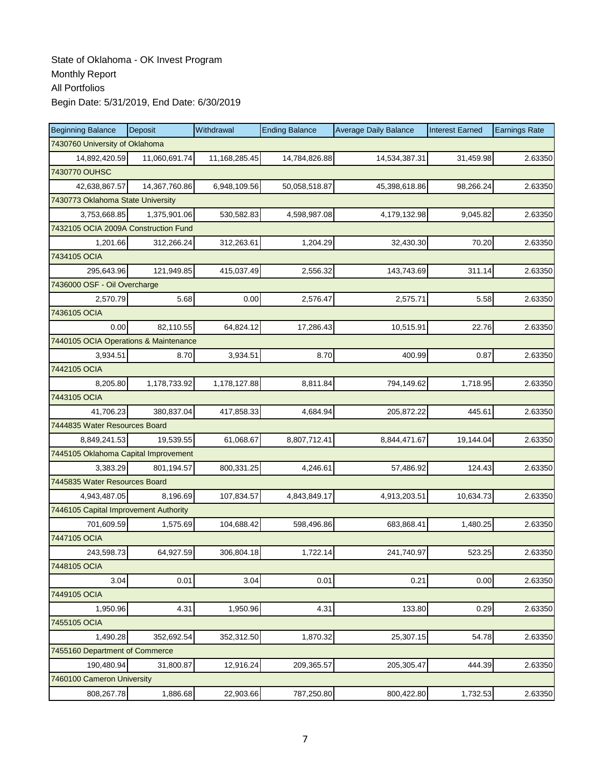State of Oklahoma - OK Invest Program
Monthly Report
All Portfolios
Begin Date: 5/31/2019, End Date: 6/30/2019

| Beginning Balance | Deposit | Withdrawal | Ending Balance | Average Daily Balance | Interest Earned | Earnings Rate |
|---|---|---|---|---|---|---|
| 7430760 University of Oklahoma | | | | | | |
| 14,892,420.59 | 11,060,691.74 | 11,168,285.45 | 14,784,826.88 | 14,534,387.31 | 31,459.98 | 2.63350 |
| 7430770 OUHSC | | | | | | |
| 42,638,867.57 | 14,367,760.86 | 6,948,109.56 | 50,058,518.87 | 45,398,618.86 | 98,266.24 | 2.63350 |
| 7430773 Oklahoma State University | | | | | | |
| 3,753,668.85 | 1,375,901.06 | 530,582.83 | 4,598,987.08 | 4,179,132.98 | 9,045.82 | 2.63350 |
| 7432105 OCIA 2009A Construction Fund | | | | | | |
| 1,201.66 | 312,266.24 | 312,263.61 | 1,204.29 | 32,430.30 | 70.20 | 2.63350 |
| 7434105 OCIA | | | | | | |
| 295,643.96 | 121,949.85 | 415,037.49 | 2,556.32 | 143,743.69 | 311.14 | 2.63350 |
| 7436000 OSF - Oil Overcharge | | | | | | |
| 2,570.79 | 5.68 | 0.00 | 2,576.47 | 2,575.71 | 5.58 | 2.63350 |
| 7436105 OCIA | | | | | | |
| 0.00 | 82,110.55 | 64,824.12 | 17,286.43 | 10,515.91 | 22.76 | 2.63350 |
| 7440105 OCIA Operations & Maintenance | | | | | | |
| 3,934.51 | 8.70 | 3,934.51 | 8.70 | 400.99 | 0.87 | 2.63350 |
| 7442105 OCIA | | | | | | |
| 8,205.80 | 1,178,733.92 | 1,178,127.88 | 8,811.84 | 794,149.62 | 1,718.95 | 2.63350 |
| 7443105 OCIA | | | | | | |
| 41,706.23 | 380,837.04 | 417,858.33 | 4,684.94 | 205,872.22 | 445.61 | 2.63350 |
| 7444835 Water Resources Board | | | | | | |
| 8,849,241.53 | 19,539.55 | 61,068.67 | 8,807,712.41 | 8,844,471.67 | 19,144.04 | 2.63350 |
| 7445105 Oklahoma Capital Improvement | | | | | | |
| 3,383.29 | 801,194.57 | 800,331.25 | 4,246.61 | 57,486.92 | 124.43 | 2.63350 |
| 7445835 Water Resources Board | | | | | | |
| 4,943,487.05 | 8,196.69 | 107,834.57 | 4,843,849.17 | 4,913,203.51 | 10,634.73 | 2.63350 |
| 7446105 Capital Improvement Authority | | | | | | |
| 701,609.59 | 1,575.69 | 104,688.42 | 598,496.86 | 683,868.41 | 1,480.25 | 2.63350 |
| 7447105 OCIA | | | | | | |
| 243,598.73 | 64,927.59 | 306,804.18 | 1,722.14 | 241,740.97 | 523.25 | 2.63350 |
| 7448105 OCIA | | | | | | |
| 3.04 | 0.01 | 3.04 | 0.01 | 0.21 | 0.00 | 2.63350 |
| 7449105 OCIA | | | | | | |
| 1,950.96 | 4.31 | 1,950.96 | 4.31 | 133.80 | 0.29 | 2.63350 |
| 7455105 OCIA | | | | | | |
| 1,490.28 | 352,692.54 | 352,312.50 | 1,870.32 | 25,307.15 | 54.78 | 2.63350 |
| 7455160 Department of Commerce | | | | | | |
| 190,480.94 | 31,800.87 | 12,916.24 | 209,365.57 | 205,305.47 | 444.39 | 2.63350 |
| 7460100 Cameron University | | | | | | |
| 808,267.78 | 1,886.68 | 22,903.66 | 787,250.80 | 800,422.80 | 1,732.53 | 2.63350 |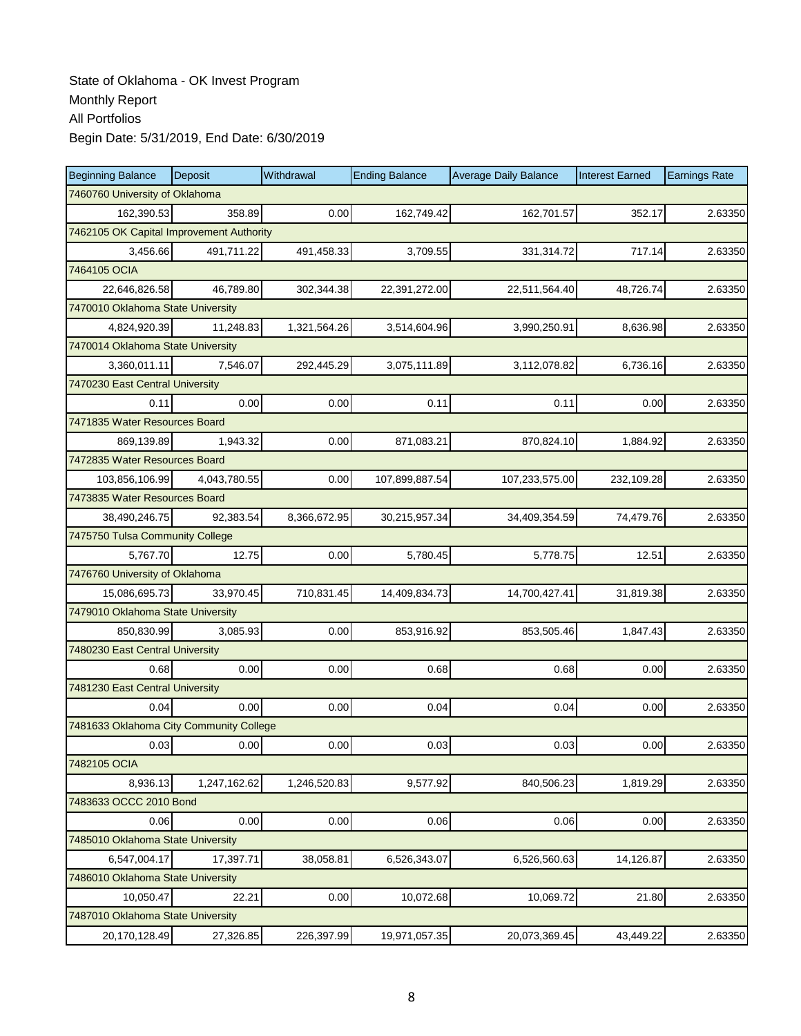State of Oklahoma - OK Invest Program

Monthly Report

All Portfolios

Begin Date: 5/31/2019, End Date: 6/30/2019

| Beginning Balance | Deposit | Withdrawal | Ending Balance | Average Daily Balance | Interest Earned | Earnings Rate |
|---|---|---|---|---|---|---|
| 7460760 University of Oklahoma | | | | | | |
| 162,390.53 | 358.89 | 0.00 | 162,749.42 | 162,701.57 | 352.17 | 2.63350 |
| 7462105 OK Capital Improvement Authority | | | | | | |
| 3,456.66 | 491,711.22 | 491,458.33 | 3,709.55 | 331,314.72 | 717.14 | 2.63350 |
| 7464105 OCIA | | | | | | |
| 22,646,826.58 | 46,789.80 | 302,344.38 | 22,391,272.00 | 22,511,564.40 | 48,726.74 | 2.63350 |
| 7470010 Oklahoma State University | | | | | | |
| 4,824,920.39 | 11,248.83 | 1,321,564.26 | 3,514,604.96 | 3,990,250.91 | 8,636.98 | 2.63350 |
| 7470014 Oklahoma State University | | | | | | |
| 3,360,011.11 | 7,546.07 | 292,445.29 | 3,075,111.89 | 3,112,078.82 | 6,736.16 | 2.63350 |
| 7470230 East Central University | | | | | | |
| 0.11 | 0.00 | 0.00 | 0.11 | 0.11 | 0.00 | 2.63350 |
| 7471835 Water Resources Board | | | | | | |
| 869,139.89 | 1,943.32 | 0.00 | 871,083.21 | 870,824.10 | 1,884.92 | 2.63350 |
| 7472835 Water Resources Board | | | | | | |
| 103,856,106.99 | 4,043,780.55 | 0.00 | 107,899,887.54 | 107,233,575.00 | 232,109.28 | 2.63350 |
| 7473835 Water Resources Board | | | | | | |
| 38,490,246.75 | 92,383.54 | 8,366,672.95 | 30,215,957.34 | 34,409,354.59 | 74,479.76 | 2.63350 |
| 7475750 Tulsa Community College | | | | | | |
| 5,767.70 | 12.75 | 0.00 | 5,780.45 | 5,778.75 | 12.51 | 2.63350 |
| 7476760 University of Oklahoma | | | | | | |
| 15,086,695.73 | 33,970.45 | 710,831.45 | 14,409,834.73 | 14,700,427.41 | 31,819.38 | 2.63350 |
| 7479010 Oklahoma State University | | | | | | |
| 850,830.99 | 3,085.93 | 0.00 | 853,916.92 | 853,505.46 | 1,847.43 | 2.63350 |
| 7480230 East Central University | | | | | | |
| 0.68 | 0.00 | 0.00 | 0.68 | 0.68 | 0.00 | 2.63350 |
| 7481230 East Central University | | | | | | |
| 0.04 | 0.00 | 0.00 | 0.04 | 0.04 | 0.00 | 2.63350 |
| 7481633 Oklahoma City Community College | | | | | | |
| 0.03 | 0.00 | 0.00 | 0.03 | 0.03 | 0.00 | 2.63350 |
| 7482105 OCIA | | | | | | |
| 8,936.13 | 1,247,162.62 | 1,246,520.83 | 9,577.92 | 840,506.23 | 1,819.29 | 2.63350 |
| 7483633 OCCC 2010 Bond | | | | | | |
| 0.06 | 0.00 | 0.00 | 0.06 | 0.06 | 0.00 | 2.63350 |
| 7485010 Oklahoma State University | | | | | | |
| 6,547,004.17 | 17,397.71 | 38,058.81 | 6,526,343.07 | 6,526,560.63 | 14,126.87 | 2.63350 |
| 7486010 Oklahoma State University | | | | | | |
| 10,050.47 | 22.21 | 0.00 | 10,072.68 | 10,069.72 | 21.80 | 2.63350 |
| 7487010 Oklahoma State University | | | | | | |
| 20,170,128.49 | 27,326.85 | 226,397.99 | 19,971,057.35 | 20,073,369.45 | 43,449.22 | 2.63350 |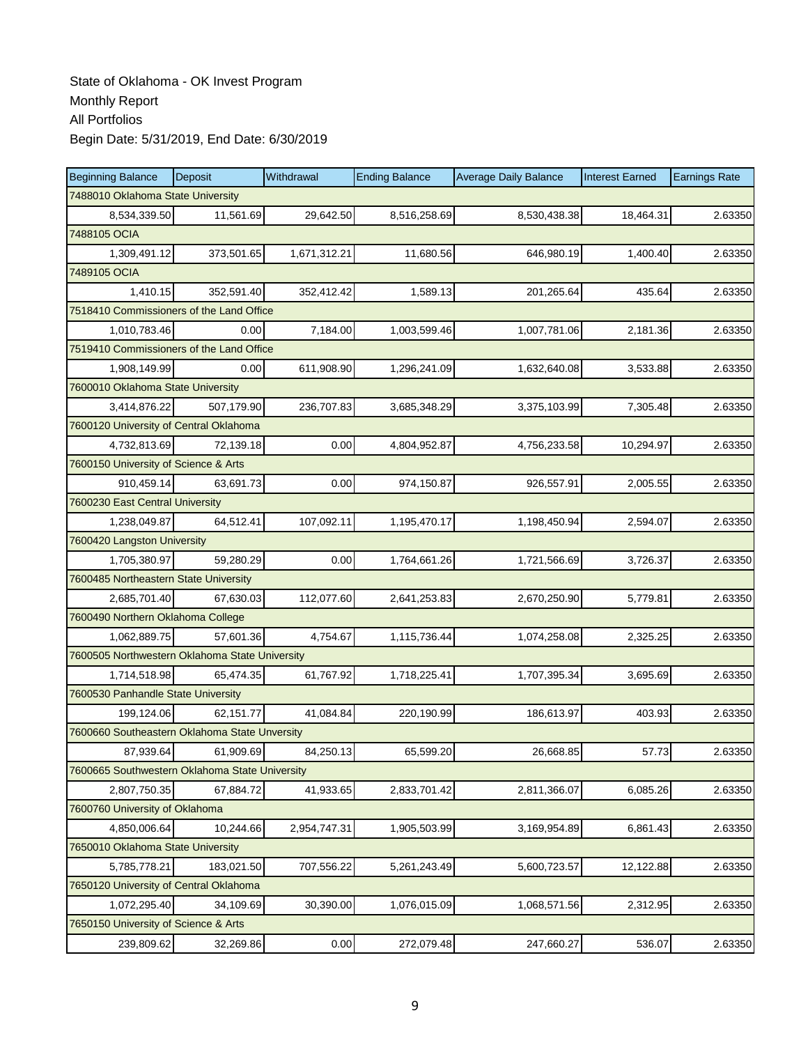State of Oklahoma - OK Invest Program
Monthly Report
All Portfolios
Begin Date: 5/31/2019, End Date: 6/30/2019

| Beginning Balance | Deposit | Withdrawal | Ending Balance | Average Daily Balance | Interest Earned | Earnings Rate |
|---|---|---|---|---|---|---|
| 7488010 Oklahoma State University | | | | | | |
| 8,534,339.50 | 11,561.69 | 29,642.50 | 8,516,258.69 | 8,530,438.38 | 18,464.31 | 2.63350 |
| 7488105 OCIA | | | | | | |
| 1,309,491.12 | 373,501.65 | 1,671,312.21 | 11,680.56 | 646,980.19 | 1,400.40 | 2.63350 |
| 7489105 OCIA | | | | | | |
| 1,410.15 | 352,591.40 | 352,412.42 | 1,589.13 | 201,265.64 | 435.64 | 2.63350 |
| 7518410 Commissioners of the Land Office | | | | | | |
| 1,010,783.46 | 0.00 | 7,184.00 | 1,003,599.46 | 1,007,781.06 | 2,181.36 | 2.63350 |
| 7519410 Commissioners of the Land Office | | | | | | |
| 1,908,149.99 | 0.00 | 611,908.90 | 1,296,241.09 | 1,632,640.08 | 3,533.88 | 2.63350 |
| 7600010 Oklahoma State University | | | | | | |
| 3,414,876.22 | 507,179.90 | 236,707.83 | 3,685,348.29 | 3,375,103.99 | 7,305.48 | 2.63350 |
| 7600120 University of Central Oklahoma | | | | | | |
| 4,732,813.69 | 72,139.18 | 0.00 | 4,804,952.87 | 4,756,233.58 | 10,294.97 | 2.63350 |
| 7600150 University of Science & Arts | | | | | | |
| 910,459.14 | 63,691.73 | 0.00 | 974,150.87 | 926,557.91 | 2,005.55 | 2.63350 |
| 7600230 East Central University | | | | | | |
| 1,238,049.87 | 64,512.41 | 107,092.11 | 1,195,470.17 | 1,198,450.94 | 2,594.07 | 2.63350 |
| 7600420 Langston University | | | | | | |
| 1,705,380.97 | 59,280.29 | 0.00 | 1,764,661.26 | 1,721,566.69 | 3,726.37 | 2.63350 |
| 7600485 Northeastern State University | | | | | | |
| 2,685,701.40 | 67,630.03 | 112,077.60 | 2,641,253.83 | 2,670,250.90 | 5,779.81 | 2.63350 |
| 7600490 Northern Oklahoma College | | | | | | |
| 1,062,889.75 | 57,601.36 | 4,754.67 | 1,115,736.44 | 1,074,258.08 | 2,325.25 | 2.63350 |
| 7600505 Northwestern Oklahoma State University | | | | | | |
| 1,714,518.98 | 65,474.35 | 61,767.92 | 1,718,225.41 | 1,707,395.34 | 3,695.69 | 2.63350 |
| 7600530 Panhandle State University | | | | | | |
| 199,124.06 | 62,151.77 | 41,084.84 | 220,190.99 | 186,613.97 | 403.93 | 2.63350 |
| 7600660 Southeastern Oklahoma State Unversity | | | | | | |
| 87,939.64 | 61,909.69 | 84,250.13 | 65,599.20 | 26,668.85 | 57.73 | 2.63350 |
| 7600665 Southwestern Oklahoma State University | | | | | | |
| 2,807,750.35 | 67,884.72 | 41,933.65 | 2,833,701.42 | 2,811,366.07 | 6,085.26 | 2.63350 |
| 7600760 University of Oklahoma | | | | | | |
| 4,850,006.64 | 10,244.66 | 2,954,747.31 | 1,905,503.99 | 3,169,954.89 | 6,861.43 | 2.63350 |
| 7650010 Oklahoma State University | | | | | | |
| 5,785,778.21 | 183,021.50 | 707,556.22 | 5,261,243.49 | 5,600,723.57 | 12,122.88 | 2.63350 |
| 7650120 University of Central Oklahoma | | | | | | |
| 1,072,295.40 | 34,109.69 | 30,390.00 | 1,076,015.09 | 1,068,571.56 | 2,312.95 | 2.63350 |
| 7650150 University of Science & Arts | | | | | | |
| 239,809.62 | 32,269.86 | 0.00 | 272,079.48 | 247,660.27 | 536.07 | 2.63350 |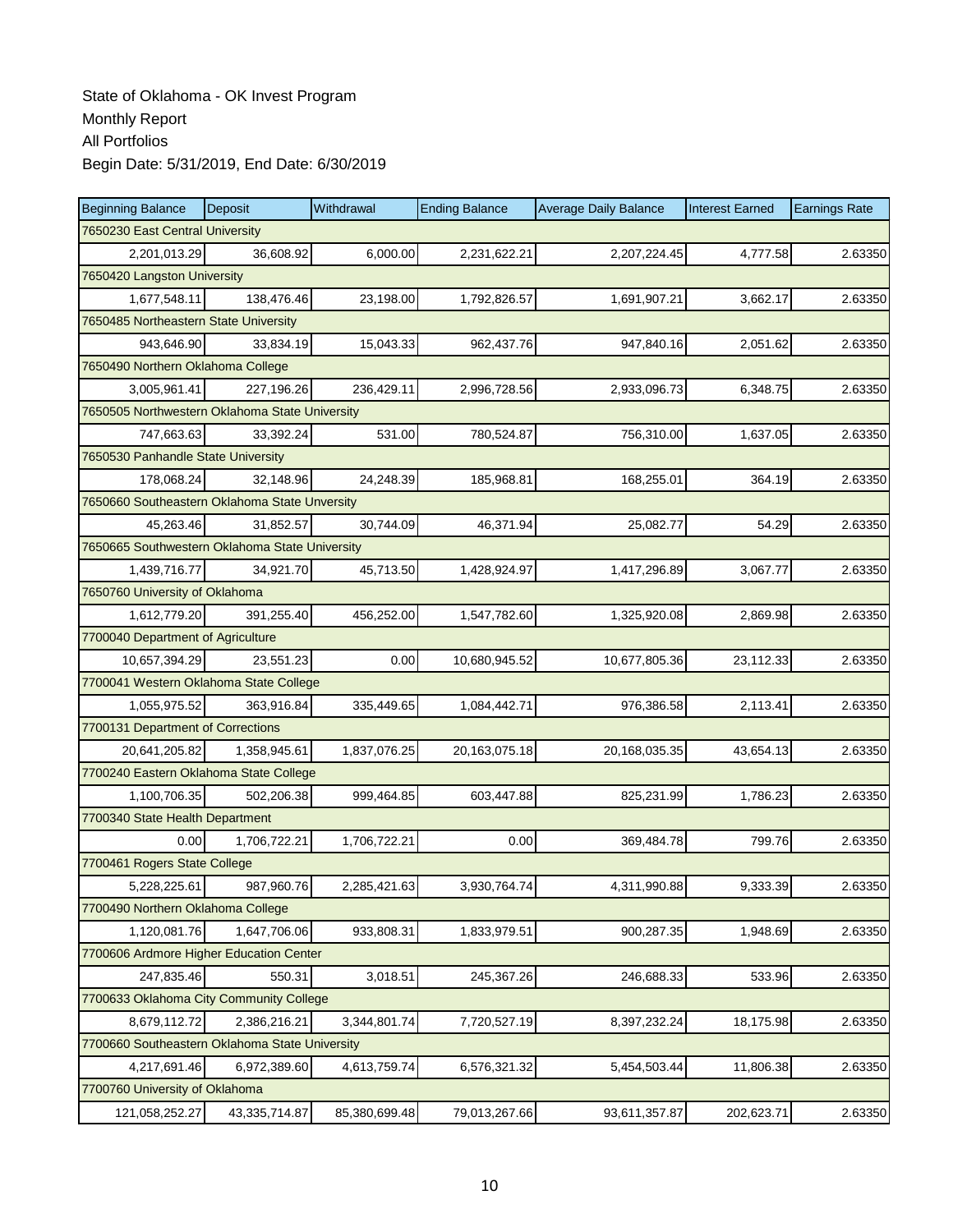State of Oklahoma - OK Invest Program
Monthly Report
All Portfolios
Begin Date: 5/31/2019, End Date: 6/30/2019

| Beginning Balance | Deposit | Withdrawal | Ending Balance | Average Daily Balance | Interest Earned | Earnings Rate |
|---|---|---|---|---|---|---|
| 7650230 East Central University | | | | | | |
| 2,201,013.29 | 36,608.92 | 6,000.00 | 2,231,622.21 | 2,207,224.45 | 4,777.58 | 2.63350 |
| 7650420 Langston University | | | | | | |
| 1,677,548.11 | 138,476.46 | 23,198.00 | 1,792,826.57 | 1,691,907.21 | 3,662.17 | 2.63350 |
| 7650485 Northeastern State University | | | | | | |
| 943,646.90 | 33,834.19 | 15,043.33 | 962,437.76 | 947,840.16 | 2,051.62 | 2.63350 |
| 7650490 Northern Oklahoma College | | | | | | |
| 3,005,961.41 | 227,196.26 | 236,429.11 | 2,996,728.56 | 2,933,096.73 | 6,348.75 | 2.63350 |
| 7650505 Northwestern Oklahoma State University | | | | | | |
| 747,663.63 | 33,392.24 | 531.00 | 780,524.87 | 756,310.00 | 1,637.05 | 2.63350 |
| 7650530 Panhandle State University | | | | | | |
| 178,068.24 | 32,148.96 | 24,248.39 | 185,968.81 | 168,255.01 | 364.19 | 2.63350 |
| 7650660 Southeastern Oklahoma State Unversity | | | | | | |
| 45,263.46 | 31,852.57 | 30,744.09 | 46,371.94 | 25,082.77 | 54.29 | 2.63350 |
| 7650665 Southwestern Oklahoma State University | | | | | | |
| 1,439,716.77 | 34,921.70 | 45,713.50 | 1,428,924.97 | 1,417,296.89 | 3,067.77 | 2.63350 |
| 7650760 University of Oklahoma | | | | | | |
| 1,612,779.20 | 391,255.40 | 456,252.00 | 1,547,782.60 | 1,325,920.08 | 2,869.98 | 2.63350 |
| 7700040 Department of Agriculture | | | | | | |
| 10,657,394.29 | 23,551.23 | 0.00 | 10,680,945.52 | 10,677,805.36 | 23,112.33 | 2.63350 |
| 7700041 Western Oklahoma State College | | | | | | |
| 1,055,975.52 | 363,916.84 | 335,449.65 | 1,084,442.71 | 976,386.58 | 2,113.41 | 2.63350 |
| 7700131 Department of Corrections | | | | | | |
| 20,641,205.82 | 1,358,945.61 | 1,837,076.25 | 20,163,075.18 | 20,168,035.35 | 43,654.13 | 2.63350 |
| 7700240 Eastern Oklahoma State College | | | | | | |
| 1,100,706.35 | 502,206.38 | 999,464.85 | 603,447.88 | 825,231.99 | 1,786.23 | 2.63350 |
| 7700340 State Health Department | | | | | | |
| 0.00 | 1,706,722.21 | 1,706,722.21 | 0.00 | 369,484.78 | 799.76 | 2.63350 |
| 7700461 Rogers State College | | | | | | |
| 5,228,225.61 | 987,960.76 | 2,285,421.63 | 3,930,764.74 | 4,311,990.88 | 9,333.39 | 2.63350 |
| 7700490 Northern Oklahoma College | | | | | | |
| 1,120,081.76 | 1,647,706.06 | 933,808.31 | 1,833,979.51 | 900,287.35 | 1,948.69 | 2.63350 |
| 7700606 Ardmore Higher Education Center | | | | | | |
| 247,835.46 | 550.31 | 3,018.51 | 245,367.26 | 246,688.33 | 533.96 | 2.63350 |
| 7700633 Oklahoma City Community College | | | | | | |
| 8,679,112.72 | 2,386,216.21 | 3,344,801.74 | 7,720,527.19 | 8,397,232.24 | 18,175.98 | 2.63350 |
| 7700660 Southeastern Oklahoma State University | | | | | | |
| 4,217,691.46 | 6,972,389.60 | 4,613,759.74 | 6,576,321.32 | 5,454,503.44 | 11,806.38 | 2.63350 |
| 7700760 University of Oklahoma | | | | | | |
| 121,058,252.27 | 43,335,714.87 | 85,380,699.48 | 79,013,267.66 | 93,611,357.87 | 202,623.71 | 2.63350 |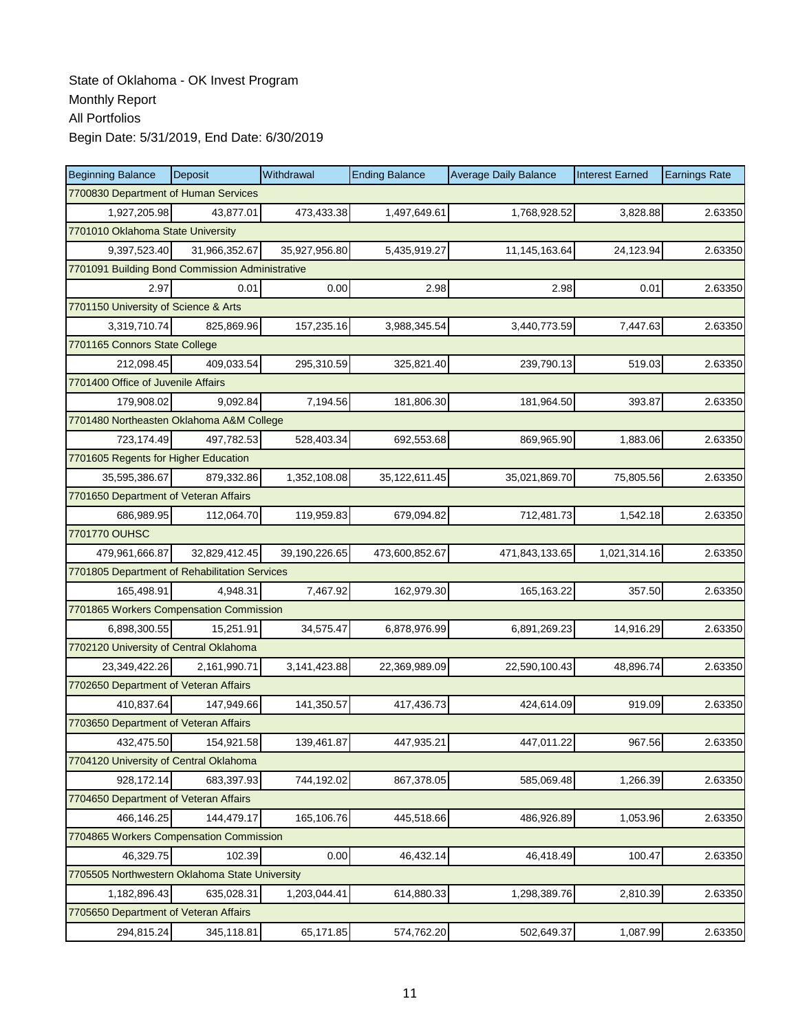State of Oklahoma - OK Invest Program

Monthly Report

All Portfolios

Begin Date: 5/31/2019, End Date: 6/30/2019

| Beginning Balance | Deposit | Withdrawal | Ending Balance | Average Daily Balance | Interest Earned | Earnings Rate |
|---|---|---|---|---|---|---|
| 7700830 Department of Human Services | | | | | | |
| 1,927,205.98 | 43,877.01 | 473,433.38 | 1,497,649.61 | 1,768,928.52 | 3,828.88 | 2.63350 |
| 7701010 Oklahoma State University | | | | | | |
| 9,397,523.40 | 31,966,352.67 | 35,927,956.80 | 5,435,919.27 | 11,145,163.64 | 24,123.94 | 2.63350 |
| 7701091 Building Bond Commission Administrative | | | | | | |
| 2.97 | 0.01 | 0.00 | 2.98 | 2.98 | 0.01 | 2.63350 |
| 7701150 University of Science & Arts | | | | | | |
| 3,319,710.74 | 825,869.96 | 157,235.16 | 3,988,345.54 | 3,440,773.59 | 7,447.63 | 2.63350 |
| 7701165 Connors State College | | | | | | |
| 212,098.45 | 409,033.54 | 295,310.59 | 325,821.40 | 239,790.13 | 519.03 | 2.63350 |
| 7701400 Office of Juvenile Affairs | | | | | | |
| 179,908.02 | 9,092.84 | 7,194.56 | 181,806.30 | 181,964.50 | 393.87 | 2.63350 |
| 7701480 Northeasten Oklahoma A&M College | | | | | | |
| 723,174.49 | 497,782.53 | 528,403.34 | 692,553.68 | 869,965.90 | 1,883.06 | 2.63350 |
| 7701605 Regents for Higher Education | | | | | | |
| 35,595,386.67 | 879,332.86 | 1,352,108.08 | 35,122,611.45 | 35,021,869.70 | 75,805.56 | 2.63350 |
| 7701650 Department of Veteran Affairs | | | | | | |
| 686,989.95 | 112,064.70 | 119,959.83 | 679,094.82 | 712,481.73 | 1,542.18 | 2.63350 |
| 7701770 OUHSC | | | | | | |
| 479,961,666.87 | 32,829,412.45 | 39,190,226.65 | 473,600,852.67 | 471,843,133.65 | 1,021,314.16 | 2.63350 |
| 7701805 Department of Rehabilitation Services | | | | | | |
| 165,498.91 | 4,948.31 | 7,467.92 | 162,979.30 | 165,163.22 | 357.50 | 2.63350 |
| 7701865 Workers Compensation Commission | | | | | | |
| 6,898,300.55 | 15,251.91 | 34,575.47 | 6,878,976.99 | 6,891,269.23 | 14,916.29 | 2.63350 |
| 7702120 University of Central Oklahoma | | | | | | |
| 23,349,422.26 | 2,161,990.71 | 3,141,423.88 | 22,369,989.09 | 22,590,100.43 | 48,896.74 | 2.63350 |
| 7702650 Department of Veteran Affairs | | | | | | |
| 410,837.64 | 147,949.66 | 141,350.57 | 417,436.73 | 424,614.09 | 919.09 | 2.63350 |
| 7703650 Department of Veteran Affairs | | | | | | |
| 432,475.50 | 154,921.58 | 139,461.87 | 447,935.21 | 447,011.22 | 967.56 | 2.63350 |
| 7704120 University of Central Oklahoma | | | | | | |
| 928,172.14 | 683,397.93 | 744,192.02 | 867,378.05 | 585,069.48 | 1,266.39 | 2.63350 |
| 7704650 Department of Veteran Affairs | | | | | | |
| 466,146.25 | 144,479.17 | 165,106.76 | 445,518.66 | 486,926.89 | 1,053.96 | 2.63350 |
| 7704865 Workers Compensation Commission | | | | | | |
| 46,329.75 | 102.39 | 0.00 | 46,432.14 | 46,418.49 | 100.47 | 2.63350 |
| 7705505 Northwestern Oklahoma State University | | | | | | |
| 1,182,896.43 | 635,028.31 | 1,203,044.41 | 614,880.33 | 1,298,389.76 | 2,810.39 | 2.63350 |
| 7705650 Department of Veteran Affairs | | | | | | |
| 294,815.24 | 345,118.81 | 65,171.85 | 574,762.20 | 502,649.37 | 1,087.99 | 2.63350 |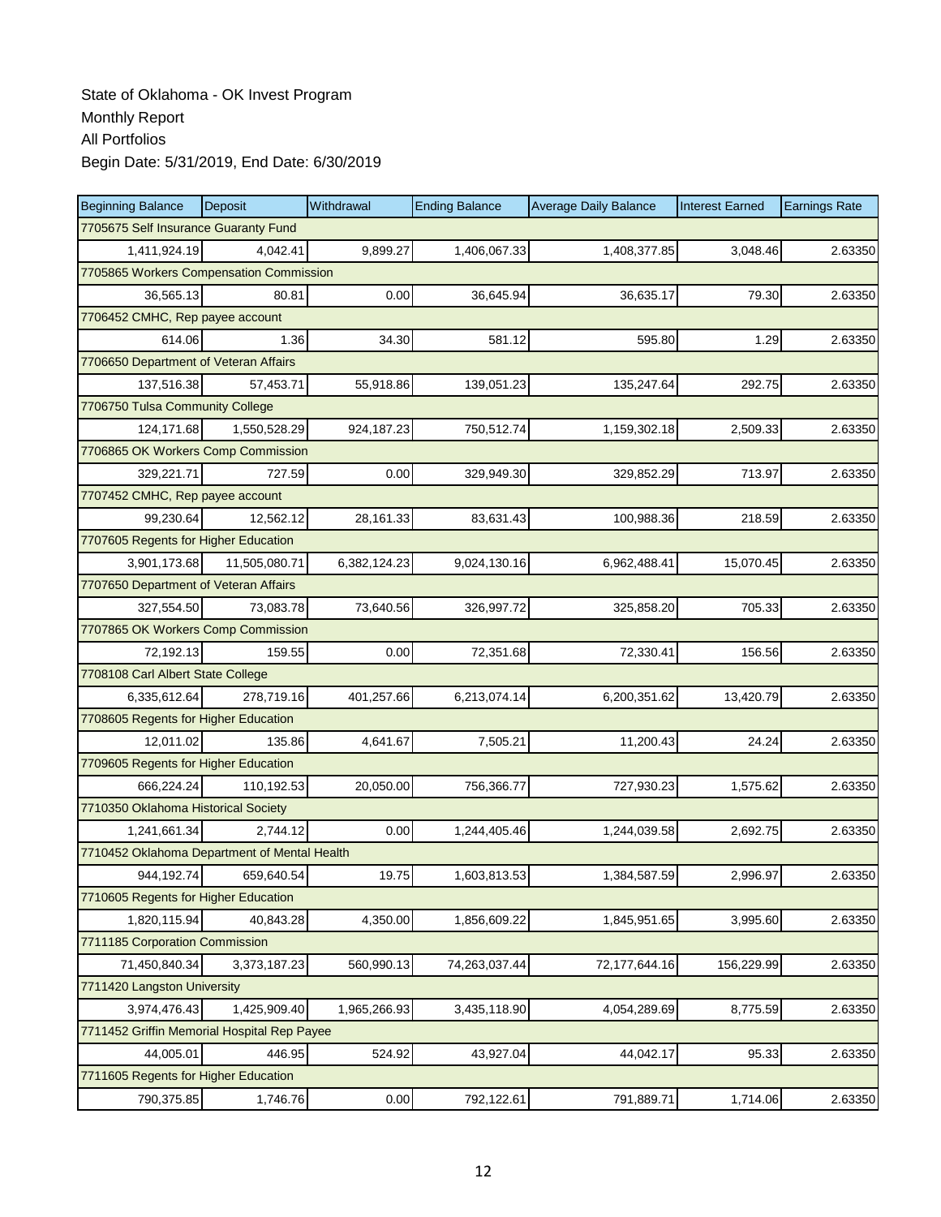State of Oklahoma - OK Invest Program
Monthly Report
All Portfolios
Begin Date: 5/31/2019, End Date: 6/30/2019

| Beginning Balance | Deposit | Withdrawal | Ending Balance | Average Daily Balance | Interest Earned | Earnings Rate |
|---|---|---|---|---|---|---|
| 7705675 Self Insurance Guaranty Fund | | | | | | |
| 1,411,924.19 | 4,042.41 | 9,899.27 | 1,406,067.33 | 1,408,377.85 | 3,048.46 | 2.63350 |
| 7705865 Workers Compensation Commission | | | | | | |
| 36,565.13 | 80.81 | 0.00 | 36,645.94 | 36,635.17 | 79.30 | 2.63350 |
| 7706452 CMHC, Rep payee account | | | | | | |
| 614.06 | 1.36 | 34.30 | 581.12 | 595.80 | 1.29 | 2.63350 |
| 7706650 Department of Veteran Affairs | | | | | | |
| 137,516.38 | 57,453.71 | 55,918.86 | 139,051.23 | 135,247.64 | 292.75 | 2.63350 |
| 7706750 Tulsa Community College | | | | | | |
| 124,171.68 | 1,550,528.29 | 924,187.23 | 750,512.74 | 1,159,302.18 | 2,509.33 | 2.63350 |
| 7706865 OK Workers Comp Commission | | | | | | |
| 329,221.71 | 727.59 | 0.00 | 329,949.30 | 329,852.29 | 713.97 | 2.63350 |
| 7707452 CMHC, Rep payee account | | | | | | |
| 99,230.64 | 12,562.12 | 28,161.33 | 83,631.43 | 100,988.36 | 218.59 | 2.63350 |
| 7707605 Regents for Higher Education | | | | | | |
| 3,901,173.68 | 11,505,080.71 | 6,382,124.23 | 9,024,130.16 | 6,962,488.41 | 15,070.45 | 2.63350 |
| 7707650 Department of Veteran Affairs | | | | | | |
| 327,554.50 | 73,083.78 | 73,640.56 | 326,997.72 | 325,858.20 | 705.33 | 2.63350 |
| 7707865 OK Workers Comp Commission | | | | | | |
| 72,192.13 | 159.55 | 0.00 | 72,351.68 | 72,330.41 | 156.56 | 2.63350 |
| 7708108 Carl Albert State College | | | | | | |
| 6,335,612.64 | 278,719.16 | 401,257.66 | 6,213,074.14 | 6,200,351.62 | 13,420.79 | 2.63350 |
| 7708605 Regents for Higher Education | | | | | | |
| 12,011.02 | 135.86 | 4,641.67 | 7,505.21 | 11,200.43 | 24.24 | 2.63350 |
| 7709605 Regents for Higher Education | | | | | | |
| 666,224.24 | 110,192.53 | 20,050.00 | 756,366.77 | 727,930.23 | 1,575.62 | 2.63350 |
| 7710350 Oklahoma Historical Society | | | | | | |
| 1,241,661.34 | 2,744.12 | 0.00 | 1,244,405.46 | 1,244,039.58 | 2,692.75 | 2.63350 |
| 7710452 Oklahoma Department of Mental Health | | | | | | |
| 944,192.74 | 659,640.54 | 19.75 | 1,603,813.53 | 1,384,587.59 | 2,996.97 | 2.63350 |
| 7710605 Regents for Higher Education | | | | | | |
| 1,820,115.94 | 40,843.28 | 4,350.00 | 1,856,609.22 | 1,845,951.65 | 3,995.60 | 2.63350 |
| 7711185 Corporation Commission | | | | | | |
| 71,450,840.34 | 3,373,187.23 | 560,990.13 | 74,263,037.44 | 72,177,644.16 | 156,229.99 | 2.63350 |
| 7711420 Langston University | | | | | | |
| 3,974,476.43 | 1,425,909.40 | 1,965,266.93 | 3,435,118.90 | 4,054,289.69 | 8,775.59 | 2.63350 |
| 7711452 Griffin Memorial Hospital Rep Payee | | | | | | |
| 44,005.01 | 446.95 | 524.92 | 43,927.04 | 44,042.17 | 95.33 | 2.63350 |
| 7711605 Regents for Higher Education | | | | | | |
| 790,375.85 | 1,746.76 | 0.00 | 792,122.61 | 791,889.71 | 1,714.06 | 2.63350 |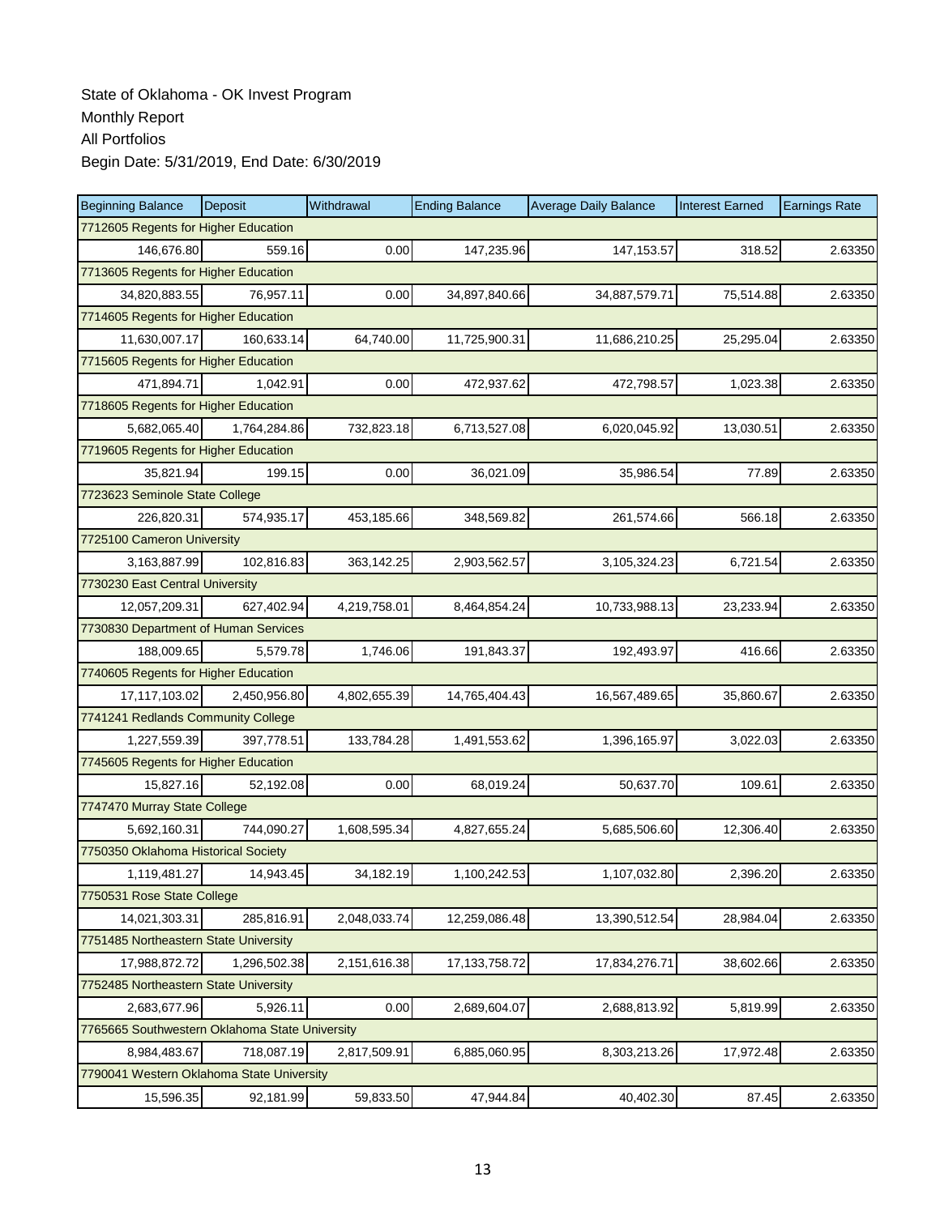State of Oklahoma - OK Invest Program

Monthly Report

All Portfolios

Begin Date: 5/31/2019, End Date: 6/30/2019

| Beginning Balance | Deposit | Withdrawal | Ending Balance | Average Daily Balance | Interest Earned | Earnings Rate |
|---|---|---|---|---|---|---|
| 7712605 Regents for Higher Education | | | | | | |
| 146,676.80 | 559.16 | 0.00 | 147,235.96 | 147,153.57 | 318.52 | 2.63350 |
| 7713605 Regents for Higher Education | | | | | | |
| 34,820,883.55 | 76,957.11 | 0.00 | 34,897,840.66 | 34,887,579.71 | 75,514.88 | 2.63350 |
| 7714605 Regents for Higher Education | | | | | | |
| 11,630,007.17 | 160,633.14 | 64,740.00 | 11,725,900.31 | 11,686,210.25 | 25,295.04 | 2.63350 |
| 7715605 Regents for Higher Education | | | | | | |
| 471,894.71 | 1,042.91 | 0.00 | 472,937.62 | 472,798.57 | 1,023.38 | 2.63350 |
| 7718605 Regents for Higher Education | | | | | | |
| 5,682,065.40 | 1,764,284.86 | 732,823.18 | 6,713,527.08 | 6,020,045.92 | 13,030.51 | 2.63350 |
| 7719605 Regents for Higher Education | | | | | | |
| 35,821.94 | 199.15 | 0.00 | 36,021.09 | 35,986.54 | 77.89 | 2.63350 |
| 7723623 Seminole State College | | | | | | |
| 226,820.31 | 574,935.17 | 453,185.66 | 348,569.82 | 261,574.66 | 566.18 | 2.63350 |
| 7725100 Cameron University | | | | | | |
| 3,163,887.99 | 102,816.83 | 363,142.25 | 2,903,562.57 | 3,105,324.23 | 6,721.54 | 2.63350 |
| 7730230 East Central University | | | | | | |
| 12,057,209.31 | 627,402.94 | 4,219,758.01 | 8,464,854.24 | 10,733,988.13 | 23,233.94 | 2.63350 |
| 7730830 Department of Human Services | | | | | | |
| 188,009.65 | 5,579.78 | 1,746.06 | 191,843.37 | 192,493.97 | 416.66 | 2.63350 |
| 7740605 Regents for Higher Education | | | | | | |
| 17,117,103.02 | 2,450,956.80 | 4,802,655.39 | 14,765,404.43 | 16,567,489.65 | 35,860.67 | 2.63350 |
| 7741241 Redlands Community College | | | | | | |
| 1,227,559.39 | 397,778.51 | 133,784.28 | 1,491,553.62 | 1,396,165.97 | 3,022.03 | 2.63350 |
| 7745605 Regents for Higher Education | | | | | | |
| 15,827.16 | 52,192.08 | 0.00 | 68,019.24 | 50,637.70 | 109.61 | 2.63350 |
| 7747470 Murray State College | | | | | | |
| 5,692,160.31 | 744,090.27 | 1,608,595.34 | 4,827,655.24 | 5,685,506.60 | 12,306.40 | 2.63350 |
| 7750350 Oklahoma Historical Society | | | | | | |
| 1,119,481.27 | 14,943.45 | 34,182.19 | 1,100,242.53 | 1,107,032.80 | 2,396.20 | 2.63350 |
| 7750531 Rose State College | | | | | | |
| 14,021,303.31 | 285,816.91 | 2,048,033.74 | 12,259,086.48 | 13,390,512.54 | 28,984.04 | 2.63350 |
| 7751485 Northeastern State University | | | | | | |
| 17,988,872.72 | 1,296,502.38 | 2,151,616.38 | 17,133,758.72 | 17,834,276.71 | 38,602.66 | 2.63350 |
| 7752485 Northeastern State University | | | | | | |
| 2,683,677.96 | 5,926.11 | 0.00 | 2,689,604.07 | 2,688,813.92 | 5,819.99 | 2.63350 |
| 7765665 Southwestern Oklahoma State University | | | | | | |
| 8,984,483.67 | 718,087.19 | 2,817,509.91 | 6,885,060.95 | 8,303,213.26 | 17,972.48 | 2.63350 |
| 7790041 Western Oklahoma State University | | | | | | |
| 15,596.35 | 92,181.99 | 59,833.50 | 47,944.84 | 40,402.30 | 87.45 | 2.63350 |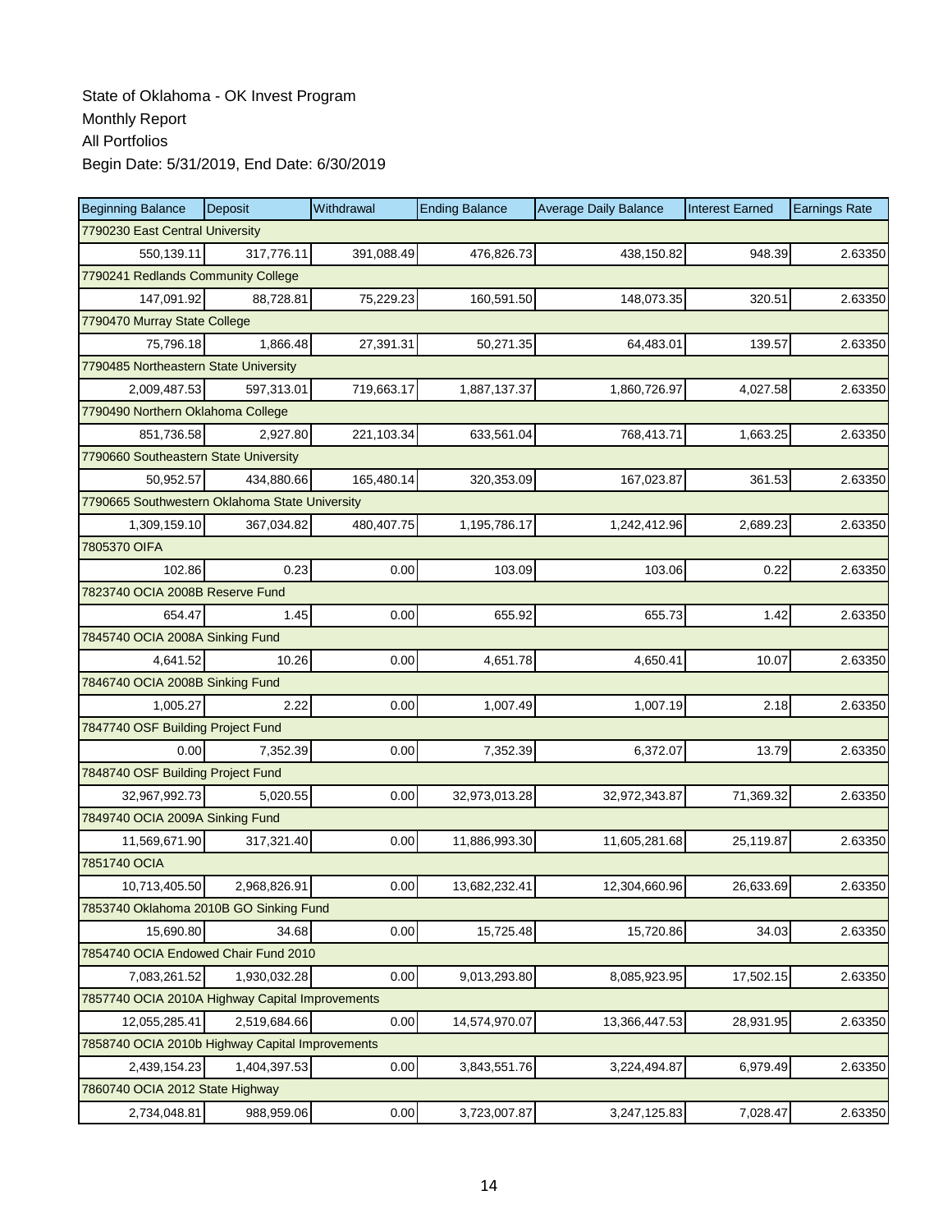State of Oklahoma - OK Invest Program

Monthly Report

All Portfolios

Begin Date: 5/31/2019, End Date: 6/30/2019

| Beginning Balance | Deposit | Withdrawal | Ending Balance | Average Daily Balance | Interest Earned | Earnings Rate |
|---|---|---|---|---|---|---|
| 7790230 East Central University | | | | | | |
| 550,139.11 | 317,776.11 | 391,088.49 | 476,826.73 | 438,150.82 | 948.39 | 2.63350 |
| 7790241 Redlands Community College | | | | | | |
| 147,091.92 | 88,728.81 | 75,229.23 | 160,591.50 | 148,073.35 | 320.51 | 2.63350 |
| 7790470 Murray State College | | | | | | |
| 75,796.18 | 1,866.48 | 27,391.31 | 50,271.35 | 64,483.01 | 139.57 | 2.63350 |
| 7790485 Northeastern State University | | | | | | |
| 2,009,487.53 | 597,313.01 | 719,663.17 | 1,887,137.37 | 1,860,726.97 | 4,027.58 | 2.63350 |
| 7790490 Northern Oklahoma College | | | | | | |
| 851,736.58 | 2,927.80 | 221,103.34 | 633,561.04 | 768,413.71 | 1,663.25 | 2.63350 |
| 7790660 Southeastern State University | | | | | | |
| 50,952.57 | 434,880.66 | 165,480.14 | 320,353.09 | 167,023.87 | 361.53 | 2.63350 |
| 7790665 Southwestern Oklahoma State University | | | | | | |
| 1,309,159.10 | 367,034.82 | 480,407.75 | 1,195,786.17 | 1,242,412.96 | 2,689.23 | 2.63350 |
| 7805370 OIFA | | | | | | |
| 102.86 | 0.23 | 0.00 | 103.09 | 103.06 | 0.22 | 2.63350 |
| 7823740 OCIA 2008B Reserve Fund | | | | | | |
| 654.47 | 1.45 | 0.00 | 655.92 | 655.73 | 1.42 | 2.63350 |
| 7845740 OCIA 2008A Sinking Fund | | | | | | |
| 4,641.52 | 10.26 | 0.00 | 4,651.78 | 4,650.41 | 10.07 | 2.63350 |
| 7846740 OCIA 2008B Sinking Fund | | | | | | |
| 1,005.27 | 2.22 | 0.00 | 1,007.49 | 1,007.19 | 2.18 | 2.63350 |
| 7847740 OSF Building Project Fund | | | | | | |
| 0.00 | 7,352.39 | 0.00 | 7,352.39 | 6,372.07 | 13.79 | 2.63350 |
| 7848740 OSF Building Project Fund | | | | | | |
| 32,967,992.73 | 5,020.55 | 0.00 | 32,973,013.28 | 32,972,343.87 | 71,369.32 | 2.63350 |
| 7849740 OCIA 2009A Sinking Fund | | | | | | |
| 11,569,671.90 | 317,321.40 | 0.00 | 11,886,993.30 | 11,605,281.68 | 25,119.87 | 2.63350 |
| 7851740 OCIA | | | | | | |
| 10,713,405.50 | 2,968,826.91 | 0.00 | 13,682,232.41 | 12,304,660.96 | 26,633.69 | 2.63350 |
| 7853740 Oklahoma 2010B GO Sinking Fund | | | | | | |
| 15,690.80 | 34.68 | 0.00 | 15,725.48 | 15,720.86 | 34.03 | 2.63350 |
| 7854740 OCIA Endowed Chair Fund 2010 | | | | | | |
| 7,083,261.52 | 1,930,032.28 | 0.00 | 9,013,293.80 | 8,085,923.95 | 17,502.15 | 2.63350 |
| 7857740 OCIA 2010A Highway Capital Improvements | | | | | | |
| 12,055,285.41 | 2,519,684.66 | 0.00 | 14,574,970.07 | 13,366,447.53 | 28,931.95 | 2.63350 |
| 7858740 OCIA 2010b Highway Capital Improvements | | | | | | |
| 2,439,154.23 | 1,404,397.53 | 0.00 | 3,843,551.76 | 3,224,494.87 | 6,979.49 | 2.63350 |
| 7860740 OCIA 2012 State Highway | | | | | | |
| 2,734,048.81 | 988,959.06 | 0.00 | 3,723,007.87 | 3,247,125.83 | 7,028.47 | 2.63350 |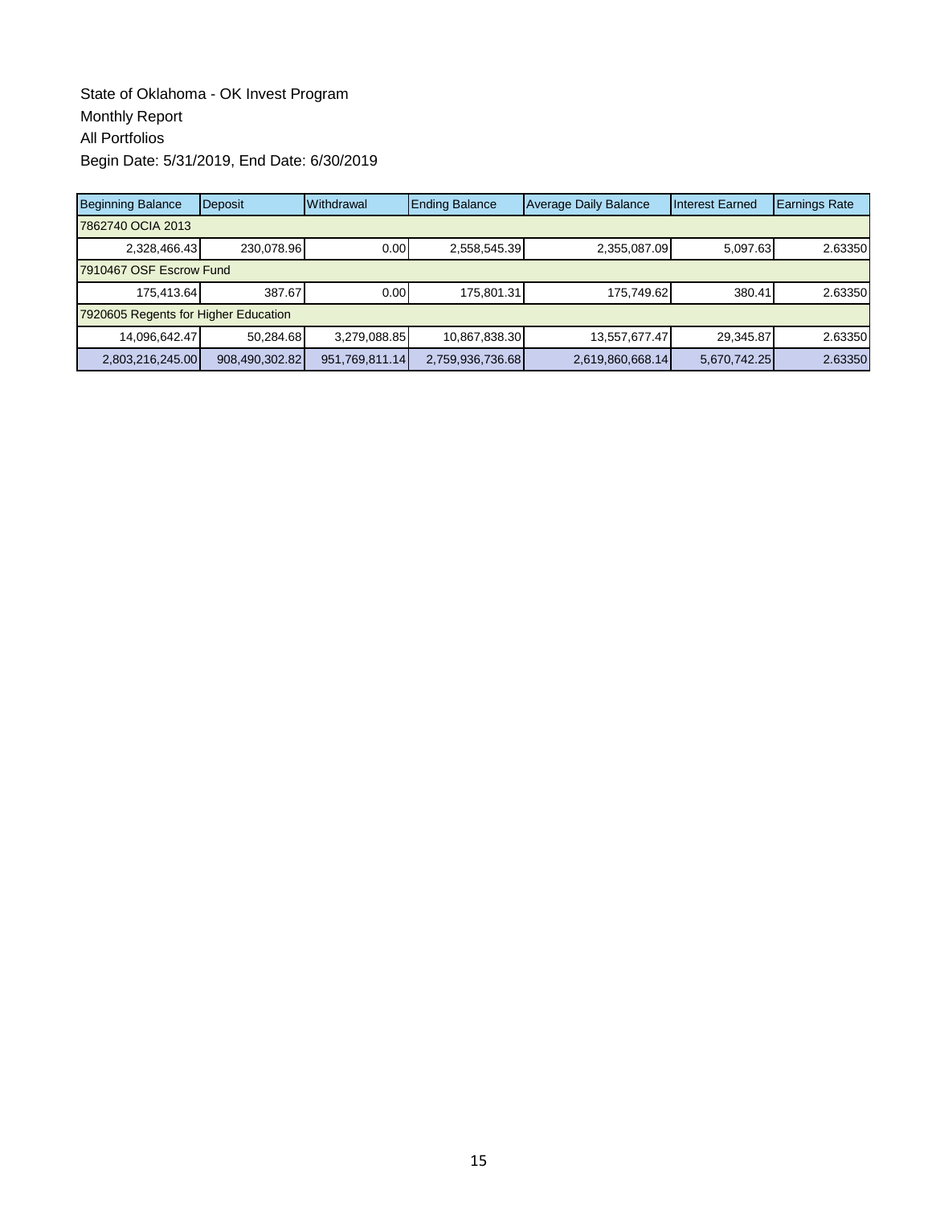State of Oklahoma - OK Invest Program

Monthly Report

All Portfolios

Begin Date: 5/31/2019, End Date: 6/30/2019

| Beginning Balance | Deposit | Withdrawal | Ending Balance | Average Daily Balance | Interest Earned | Earnings Rate |
|---|---|---|---|---|---|---|
| 7862740 OCIA 2013 | | | | | | |
| 2,328,466.43 | 230,078.96 | 0.00 | 2,558,545.39 | 2,355,087.09 | 5,097.63 | 2.63350 |
| 7910467 OSF Escrow Fund | | | | | | |
| 175,413.64 | 387.67 | 0.00 | 175,801.31 | 175,749.62 | 380.41 | 2.63350 |
| 7920605 Regents for Higher Education | | | | | | |
| 14,096,642.47 | 50,284.68 | 3,279,088.85 | 10,867,838.30 | 13,557,677.47 | 29,345.87 | 2.63350 |
| 2,803,216,245.00 | 908,490,302.82 | 951,769,811.14 | 2,759,936,736.68 | 2,619,860,668.14 | 5,670,742.25 | 2.63350 |